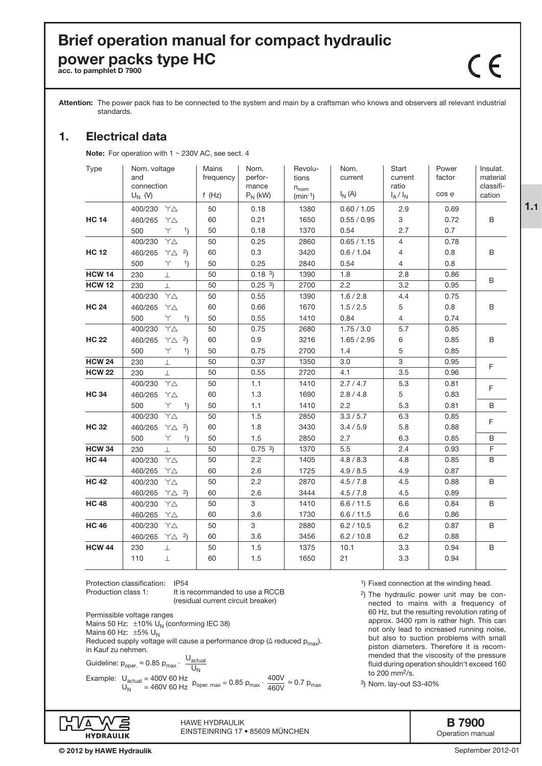# Brief operation manual for compact hydraulic power packs type HC

**acc. to pamphlet D 7900**

**Attention:** The power pack has to be connected to the system and main by a craftsman who knows and observers all relevant industrial standards.

## 1. Electrical data

**Note:** For operation with 1 ~ 230V AC, see sect. 4

| Type | Nom. voltage and connection $U_N$ (V) | Mains frequency f (Hz) | Nom. performance $P_N$ (kW) | Revolutions $n_{nom}$ ($min^{-1}$) | Nom. current $I_N$ (A) | Start current ratio $I_A / I_N$ | Power factor cos φ | Insulat. material classification |
|---|---|---|---|---|---|---|---|---|
| **HC 14** | 400/230 Y△ | 50 | 0.18 | 1380 | 0.60 / 1.05 | 2.9 | 0.69 | B |
| | 460/265 Y△ | 60 | 0.21 | 1650 | 0.55 / 0.95 | 3 | 0.72 | |
| | 500 Y [1] | 50 | 0.18 | 1370 | 0.54 | 2.7 | 0.7 | |
| **HC 12** | 400/230 Y△ | 50 | 0.25 | 2860 | 0.65 / 1.15 | 4 | 0.78 | B |
| | 460/265 Y△ [2] | 60 | 0.3 | 3420 | 0.6 / 1.04 | 4 | 0.8 | |
| | 500 Y [1] | 50 | 0.25 | 2840 | 0.54 | 4 | 0.8 | |
| **HCW 14** | 230 ⊥ | 50 | 0.18 [3] | 1390 | 1.8 | 2.8 | 0.86 | B |
| **HCW 12** | 230 ⊥ | 50 | 0.25 [3] | 2700 | 2.2 | 3.2 | 0.95 | |
| **HC 24** | 400/230 Y△ | 50 | 0.55 | 1390 | 1.6 / 2.8 | 4.4 | 0.75 | B |
| | 460/265 Y△ | 60 | 0.66 | 1670 | 1.5 / 2.5 | 5 | 0.8 | |
| | 500 Y [1] | 50 | 0.55 | 1410 | 0.84 | 4 | 0.74 | |
| **HC 22** | 400/230 Y△ | 50 | 0.75 | 2680 | 1.75 / 3.0 | 5.7 | 0.85 | B |
| | 460/265 Y△ [2] | 60 | 0.9 | 3216 | 1.65 / 2.95 | 6 | 0.85 | |
| | 500 Y [1] | 50 | 0.75 | 2700 | 1.4 | 5 | 0.85 | |
| **HCW 24** | 230 ⊥ | 50 | 0.37 | 1350 | 3.0 | 3 | 0.95 | F |
| **HCW 22** | 230 ⊥ | 50 | 0.55 | 2720 | 4.1 | 3.5 | 0.96 | |
| **HC 34** | 400/230 Y△ | 50 | 1.1 | 1410 | 2.7 / 4.7 | 5.3 | 0.81 | F |
| | 460/265 Y△ | 60 | 1.3 | 1690 | 2.8 / 4.8 | 5 | 0.83 | |
| | 500 Y [1] | 50 | 1.1 | 1410 | 2.2 | 5.3 | 0.81 | B |
| **HC 32** | 400/230 Y△ | 50 | 1.5 | 2850 | 3.3 / 5.7 | 6.3 | 0.85 | F |
| | 460/265 Y△ [2] | 60 | 1.8 | 3430 | 3.4 / 5.9 | 5.8 | 0.88 | |
| | 500 Y [1] | 50 | 1.5 | 2850 | 2.7 | 6.3 | 0.85 | B |
| **HCW 34** | 230 ⊥ | 50 | 0.75 [3] | 1370 | 5.5 | 2.4 | 0.93 | F |
| **HC 44** | 400/230 Y△ | 50 | 2.2 | 1405 | 4.8 / 8.3 | 4.8 | 0.85 | B |
| | 460/265 Y△ | 60 | 2.6 | 1725 | 4.9 / 8.5 | 4.9 | 0.87 | |
| **HC 42** | 400/230 Y△ | 50 | 2.2 | 2870 | 4.5 / 7.8 | 4.5 | 0.88 | B |
| | 460/265 Y△ [2] | 60 | 2.6 | 3444 | 4.5 / 7.8 | 4.5 | 0.89 | |
| **HC 48** | 400/230 Y△ | 50 | 3 | 1410 | 6.6 / 11.5 | 6.6 | 0.84 | B |
| | 460/265 Y△ | 60 | 3.6 | 1730 | 6.6 / 11.5 | 6.6 | 0.86 | |
| **HC 46** | 400/230 Y△ | 50 | 3 | 2880 | 6.2 / 10.5 | 6.2 | 0.87 | B |
| | 460/265 Y△ [2] | 60 | 3.6 | 3456 | 6.2 / 10.8 | 6.2 | 0.88 | |
| **HCW 44** | 230 ⊥ | 50 | 1.5 | 1375 | 10.1 | 3.3 | 0.94 | B |
| | 110 ⊥ | 60 | 1.5 | 1650 | 21 | 3.3 | 0.94 | |

Protection classification: IP54
Production class 1: It is recommanded to use a RCCB (residual current circuit breaker)

Permissible voltage ranges
Mains 50 Hz: ±10% $U_N$ (conforming IEC 38)
Mains 60 Hz: ±5% $U_N$
Reduced supply voltage will cause a performance drop (≙ reduced $p_{max}$).
in Kauf zu nehmen.

Guideline: $p_{oper.} \approx 0.85\ p_{max} \cdot \frac{U_{actual}}{U_N}$

Example: $U_{actual}$ = 400V 60 Hz, $U_N$ = 460V 60 Hz: $p_{oper.\,max} = 0.85\ p_{max} \cdot \frac{400V}{460V} \approx 0.7\ p_{max}$

[1] Fixed connection at the winding head.

[2] The hydraulic power unit may be connected to mains with a frequency of 60 Hz, but the resulting revolution rating of approx. 3400 rpm is rather high. This can not only lead to increased running noise, but also to suction problems with small piston diameters. Therefore it is recommended that the viscosity of the pressure fluid during operation shouldn't exceed 160 to 200 $mm^2/s$.

[3] Nom. lay-out S3-40%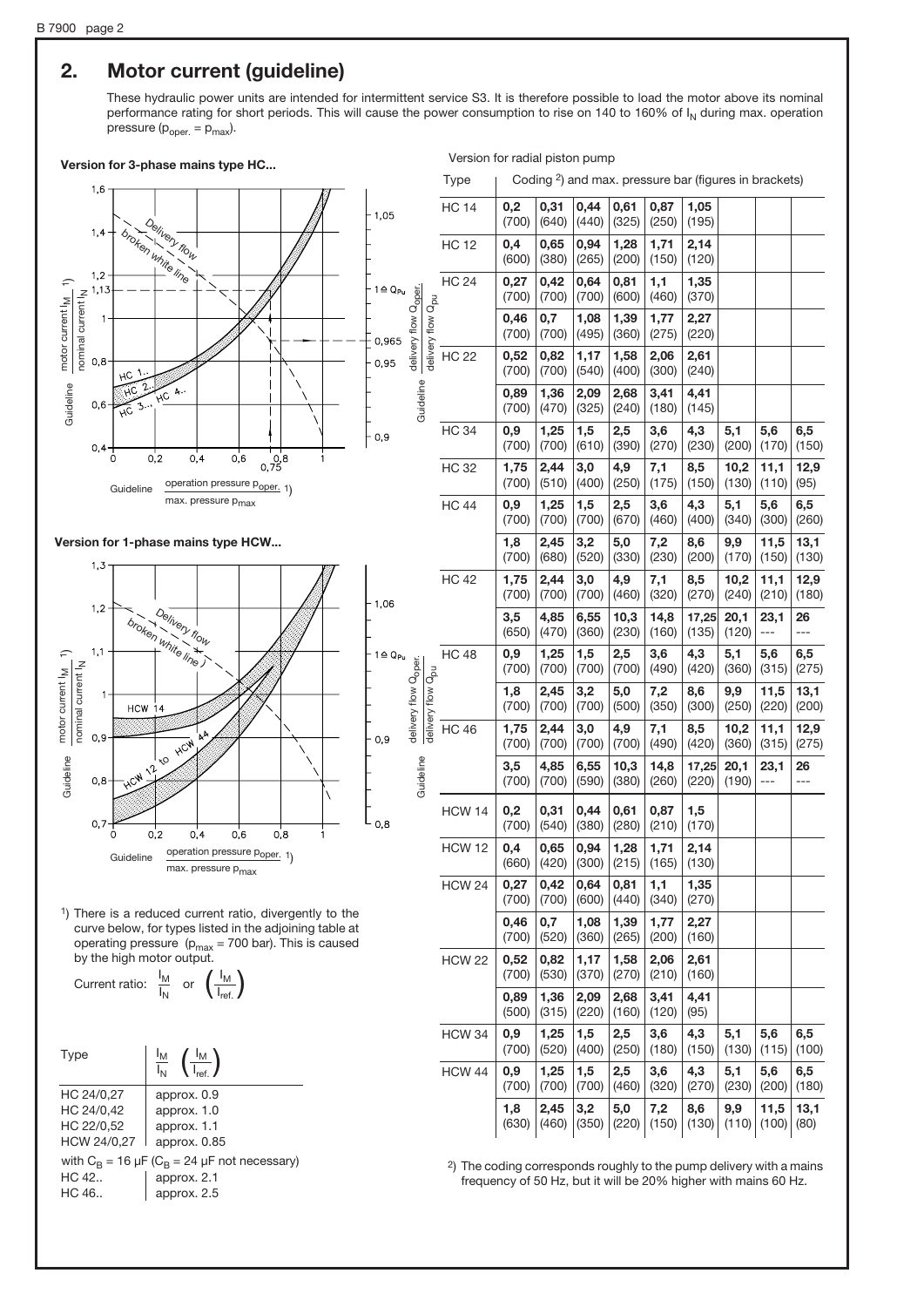## 2. Motor current (guideline)

These hydraulic power units are intended for intermittent service S3. It is therefore possible to load the motor above its nominal performance rating for short periods. This will cause the power consumption to rise on 140 to 160% of $I_N$ during max. operation pressure ($p_{oper.} = p_{max}$).

**Version for 3-phase mains type HC...**

**Version for 1-phase mains type HCW...**

[1]) There is a reduced current ratio, divergently to the curve below, for types listed in the adjoining table at operating pressure ($p_{max}$ = 700 bar). This is caused by the high motor output.

Current ratio: $\frac{I_M}{I_N}$ or $\left(\frac{I_M}{I_{ref.}}\right)$

| Type | $\frac{I_M}{I_N}$ $\left(\frac{I_M}{I_{ref.}}\right)$ |
|---|---|
| HC 24/0,27 | approx. 0.9 |
| HC 24/0,42 | approx. 1.0 |
| HC 22/0,52 | approx. 1.1 |
| HCW 24/0,27 | approx. 0.85 |
| with $C_B$ = 16 µF ($C_B$ = 24 µF not necessary) | |
| HC 42.. | approx. 2.1 |
| HC 46.. | approx. 2.5 |

Version for radial piston pump

| Type | Coding [2]) and max. pressure bar (figures in brackets) | | | | | | | | |
|---|---|---|---|---|---|---|---|---|---|
| HC 14 | 0,2 (700) | 0,31 (640) | 0,44 (440) | 0,61 (325) | 0,87 (250) | 1,05 (195) | | | |
| HC 12 | 0,4 (600) | 0,65 (380) | 0,94 (265) | 1,28 (200) | 1,71 (150) | 2,14 (120) | | | |
| HC 24 | 0,27 (700) | 0,42 (700) | 0,64 (700) | 0,81 (600) | 1,1 (460) | 1,35 (370) | | | |
| | 0,46 (700) | 0,7 (700) | 1,08 (495) | 1,39 (360) | 1,77 (275) | 2,27 (220) | | | |
| HC 22 | 0,52 (700) | 0,82 (700) | 1,17 (540) | 1,58 (400) | 2,06 (300) | 2,61 (240) | | | |
| | 0,89 (700) | 1,36 (470) | 2,09 (325) | 2,68 (240) | 3,41 (180) | 4,41 (145) | | | |
| HC 34 | 0,9 (700) | 1,25 (700) | 1,5 (610) | 2,5 (390) | 3,6 (270) | 4,3 (230) | 5,1 (200) | 5,6 (170) | 6,5 (150) |
| HC 32 | 1,75 (700) | 2,44 (510) | 3,0 (400) | 4,9 (250) | 7,1 (175) | 8,5 (150) | 10,2 (130) | 11,1 (110) | 12,9 (95) |
| HC 44 | 0,9 (700) | 1,25 (700) | 1,5 (700) | 2,5 (670) | 3,6 (460) | 4,3 (400) | 5,1 (340) | 5,6 (300) | 6,5 (260) |
| | 1,8 (700) | 2,45 (680) | 3,2 (520) | 5,0 (330) | 7,2 (230) | 8,6 (200) | 9,9 (170) | 11,5 (150) | 13,1 (130) |
| HC 42 | 1,75 (700) | 2,44 (700) | 3,0 (700) | 4,9 (460) | 7,1 (320) | 8,5 (270) | 10,2 (240) | 11,1 (210) | 12,9 (180) |
| | 3,5 (650) | 4,85 (470) | 6,55 (360) | 10,3 (230) | 14,8 (160) | 17,25 (135) | 20,1 (120) | 23,1 --- | 26 --- |
| HC 48 | 0,9 (700) | 1,25 (700) | 1,5 (700) | 2,5 (700) | 3,6 (490) | 4,3 (420) | 5,1 (360) | 5,6 (315) | 6,5 (275) |
| | 1,8 (700) | 2,45 (700) | 3,2 (700) | 5,0 (500) | 7,2 (350) | 8,6 (300) | 9,9 (250) | 11,5 (220) | 13,1 (200) |
| HC 46 | 1,75 (700) | 2,44 (700) | 3,0 (700) | 4,9 (700) | 7,1 (490) | 8,5 (420) | 10,2 (360) | 11,1 (315) | 12,9 (275) |
| | 3,5 (700) | 4,85 (700) | 6,55 (590) | 10,3 (380) | 14,8 (260) | 17,25 (220) | 20,1 (190) | 23,1 --- | 26 --- |
| HCW 14 | 0,2 (700) | 0,31 (540) | 0,44 (380) | 0,61 (280) | 0,87 (210) | 1,5 (170) | | | |
| HCW 12 | 0,4 (660) | 0,65 (420) | 0,94 (300) | 1,28 (215) | 1,71 (165) | 2,14 (130) | | | |
| HCW 24 | 0,27 (700) | 0,42 (700) | 0,64 (600) | 0,81 (440) | 1,1 (340) | 1,35 (270) | | | |
| | 0,46 (700) | 0,7 (520) | 1,08 (360) | 1,39 (265) | 1,77 (200) | 2,27 (160) | | | |
| HCW 22 | 0,52 (700) | 0,82 (530) | 1,17 (370) | 1,58 (270) | 2,06 (210) | 2,61 (160) | | | |
| | 0,89 (500) | 1,36 (315) | 2,09 (220) | 2,68 (160) | 3,41 (120) | 4,41 (95) | | | |
| HCW 34 | 0,9 (700) | 1,25 (520) | 1,5 (400) | 2,5 (250) | 3,6 (180) | 4,3 (150) | 5,1 (130) | 5,6 (115) | 6,5 (100) |
| HCW 44 | 0,9 (700) | 1,25 (700) | 1,5 (700) | 2,5 (460) | 3,6 (320) | 4,3 (270) | 5,1 (230) | 5,6 (200) | 6,5 (180) |
| | 1,8 (630) | 2,45 (460) | 3,2 (350) | 5,0 (220) | 7,2 (150) | 8,6 (130) | 9,9 (110) | 11,5 (100) | 13,1 (80) |

[2]) The coding corresponds roughly to the pump delivery with a mains frequency of 50 Hz, but it will be 20% higher with mains 60 Hz.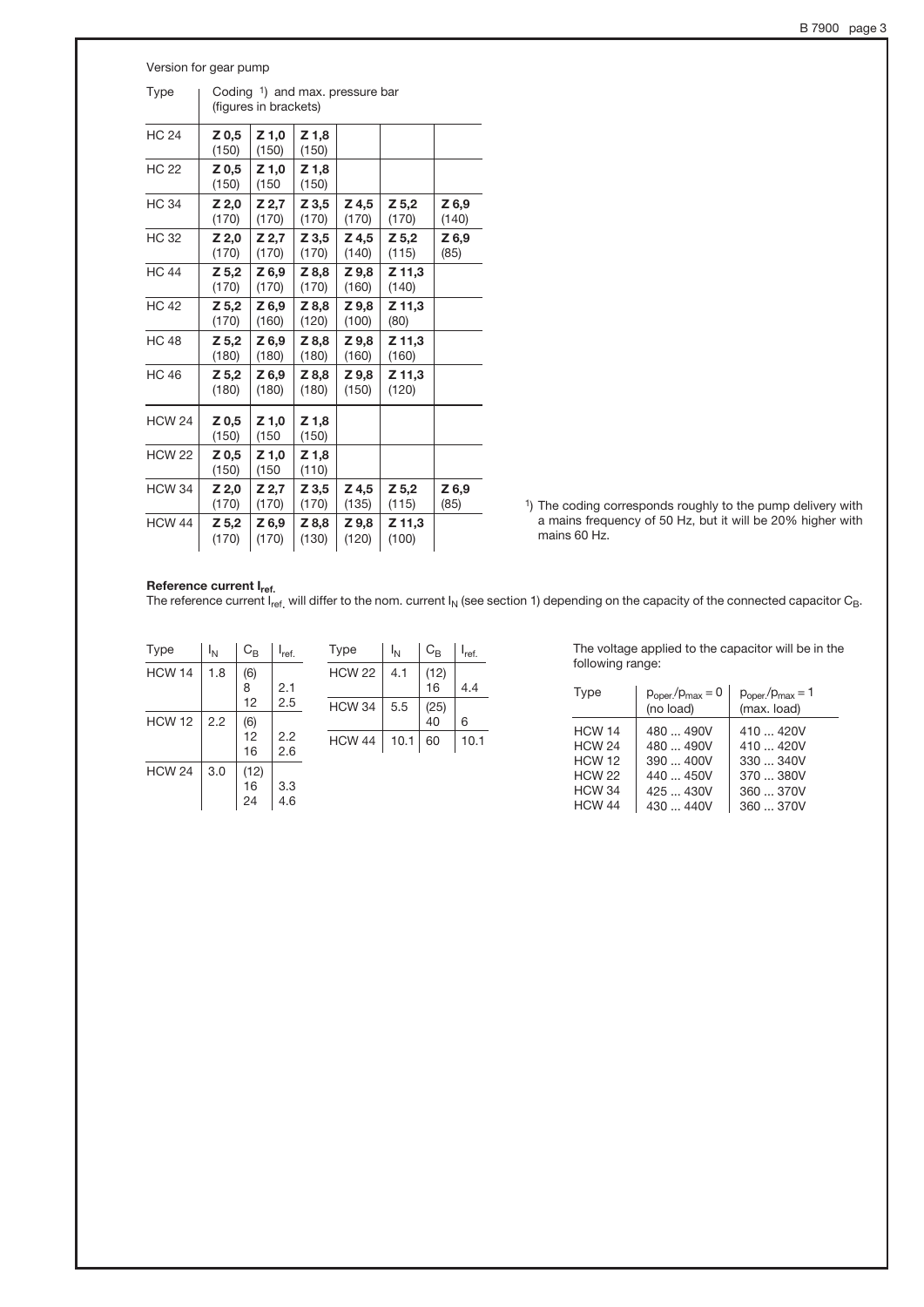Version for gear pump

| Type | Coding [1]) and max. pressure bar (figures in brackets) | | | | | |
|---|---|---|---|---|---|---|
| HC 24 | **Z 0,5** (150) | **Z 1,0** (150) | **Z 1,8** (150) | | | |
| HC 22 | **Z 0,5** (150) | **Z 1,0** (150 | **Z 1,8** (150) | | | |
| HC 34 | **Z 2,0** (170) | **Z 2,7** (170) | **Z 3,5** (170) | **Z 4,5** (170) | **Z 5,2** (170) | **Z 6,9** (140) |
| HC 32 | **Z 2,0** (170) | **Z 2,7** (170) | **Z 3,5** (170) | **Z 4,5** (140) | **Z 5,2** (115) | **Z 6,9** (85) |
| HC 44 | **Z 5,2** (170) | **Z 6,9** (170) | **Z 8,8** (170) | **Z 9,8** (160) | **Z 11,3** (140) | |
| HC 42 | **Z 5,2** (170) | **Z 6,9** (160) | **Z 8,8** (120) | **Z 9,8** (100) | **Z 11,3** (80) | |
| HC 48 | **Z 5,2** (180) | **Z 6,9** (180) | **Z 8,8** (180) | **Z 9,8** (160) | **Z 11,3** (160) | |
| HC 46 | **Z 5,2** (180) | **Z 6,9** (180) | **Z 8,8** (180) | **Z 9,8** (150) | **Z 11,3** (120) | |
| HCW 24 | **Z 0,5** (150) | **Z 1,0** (150 | **Z 1,8** (150) | | | |
| HCW 22 | **Z 0,5** (150) | **Z 1,0** (150 | **Z 1,8** (110) | | | |
| HCW 34 | **Z 2,0** (170) | **Z 2,7** (170) | **Z 3,5** (170) | **Z 4,5** (135) | **Z 5,2** (115) | **Z 6,9** (85) |
| HCW 44 | **Z 5,2** (170) | **Z 6,9** (170) | **Z 8,8** (130) | **Z 9,8** (120) | **Z 11,3** (100) | |

[1]) The coding corresponds roughly to the pump delivery with a mains frequency of 50 Hz, but it will be 20% higher with mains 60 Hz.

**Reference current $I_{ref.}$**

The reference current $I_{ref.}$ will differ to the nom. current $I_N$ (see section 1) depending on the capacity of the connected capacitor $C_B$.

| Type | $I_N$ | $C_B$ | $I_{ref.}$ |
|---|---|---|---|
| HCW 14 | 1.8 | (6) | |
| | | 8 | 2.1 |
| | | 12 | 2.5 |
| HCW 12 | 2.2 | (6) | |
| | | 12 | 2.2 |
| | | 16 | 2.6 |
| HCW 24 | 3.0 | (12) | |
| | | 16 | 3.3 |
| | | 24 | 4.6 |

| Type | $I_N$ | $C_B$ | $I_{ref.}$ |
|---|---|---|---|
| HCW 22 | 4.1 | (12) | |
| | | 16 | 4.4 |
| HCW 34 | 5.5 | (25) | |
| | | 40 | 6 |
| HCW 44 | 10.1 | 60 | 10.1 |

The voltage applied to the capacitor will be in the following range:

| Type | $p_{oper.}/p_{max} = 0$ (no load) | $p_{oper.}/p_{max} = 1$ (max. load) |
|---|---|---|
| HCW 14 | 480 ... 490V | 410 ... 420V |
| HCW 24 | 480 ... 490V | 410 ... 420V |
| HCW 12 | 390 ... 400V | 330 ... 340V |
| HCW 22 | 440 ... 450V | 370 ... 380V |
| HCW 34 | 425 ... 430V | 360 ... 370V |
| HCW 44 | 430 ... 440V | 360 ... 370V |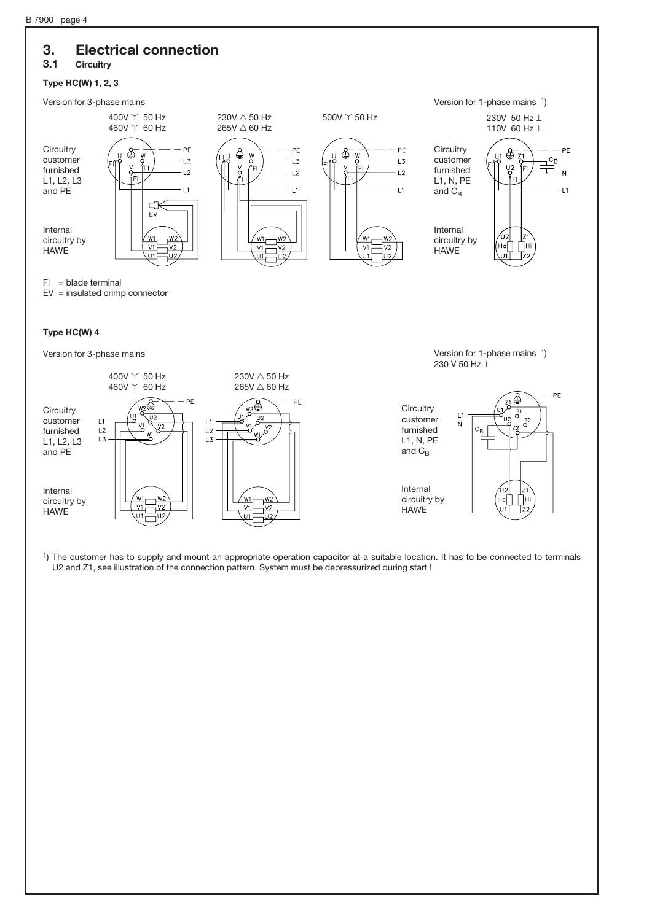# 3. Electrical connection

## 3.1 Circuitry

**Type HC(W) 1, 2, 3**

Version for 3-phase mains

400V Y 50 Hz
460V Y 60 Hz

230V △ 50 Hz
265V △ 60 Hz

500V Y 50 Hz

Version for 1-phase mains [1)]

230V 50 Hz ⊥
110V 60 Hz ⊥

Circuitry customer furnished L1, L2, L3 and PE

Internal circuitry by HAWE

Circuitry customer furnished L1, N, PE and $C_B$

Internal circuitry by HAWE

Fl = blade terminal
EV = insulated crimp connector

**Type HC(W) 4**

Version for 3-phase mains

400V Y 50 Hz
460V Y 60 Hz

230V △ 50 Hz
265V △ 60 Hz

Version for 1-phase mains [1)]
230 V 50 Hz ⊥

Circuitry customer furnished L1, L2, L3 and PE

Internal circuitry by HAWE

Circuitry customer furnished L1, N, PE and $C_B$

Internal circuitry by HAWE

[1)] The customer has to supply and mount an appropriate operation capacitor at a suitable location. It has to be connected to terminals U2 and Z1, see illustration of the connection pattern. System must be depressurized during start !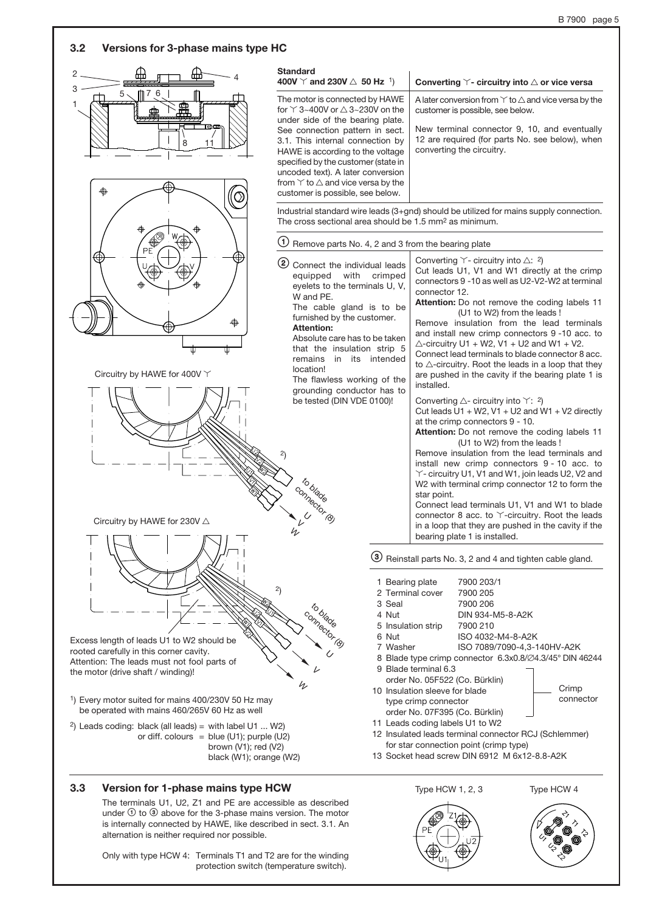## 3.2 Versions for 3-phase mains type HC

Circuitry by HAWE for 400V ⋎

Circuitry by HAWE for 230V △

Excess length of leads U1 to W2 should be rooted carefully in this corner cavity.
Attention: The leads must not fool parts of the motor (drive shaft / winding)!

[1]) Every motor suited for mains 400/230V 50 Hz may be operated with mains 460/265V 60 Hz as well

[2]) Leads coding: black (all leads) = with label U1 ... W2)
or diff. colours = blue (U1); purple (U2) brown (V1); red (V2) black (W1); orange (W2)

| **Standard** **400V ⋎ and 230V △ 50 Hz** [1]) | **Converting ⋎- circuitry into △ or vice versa** |
|---|---|
| The motor is connected by HAWE for ⋎ 3~400V or △ 3~230V on the under side of the bearing plate. See connection pattern in sect. 3.1. This internal connection by HAWE is according to the voltage specified by the customer (state in uncoded text). A later conversion from ⋎ to △ and vice versa by the customer is possible, see below. | A later conversion from ⋎ to △ and vice versa by the customer is possible, see below. New terminal connector 9, 10, and eventually 12 are required (for parts No. see below), when converting the circuitry. |

Industrial standard wire leads (3+gnd) should be utilized for mains supply connection. The cross sectional area should be 1.5 mm² as minimum.

① Remove parts No. 4, 2 and 3 from the bearing plate

② Connect the individual leads equipped with crimped eyelets to the terminals U, V, W and PE.
The cable gland is to be furnished by the customer.
**Attention:**
Absolute care has to be taken that the insulation strip 5 remains in its intended location!
The flawless working of the grounding conductor has to be tested (DIN VDE 0100)!

Converting ⋎- circuitry into △: [2])
Cut leads U1, V1 and W1 directly at the crimp connectors 9 -10 as well as U2-V2-W2 at terminal connector 12.
**Attention:** Do not remove the coding labels 11 (U1 to W2) from the leads !
Remove insulation from the lead terminals and install new crimp connectors 9 -10 acc. to △-circuitry U1 + W2, V1 + U2 and W1 + V2.
Connect lead terminals to blade connector 8 acc. to △-circuitry. Root the leads in a loop that they are pushed in the cavity if the bearing plate 1 is installed.

Converting △- circuitry into ⋎: [2])
Cut leads U1 + W2, V1 + U2 and W1 + V2 directly at the crimp connectors 9 - 10.
**Attention:** Do not remove the coding labels 11 (U1 to W2) from the leads !
Remove insulation from the lead terminals and install new crimp connectors 9 - 10 acc. to ⋎- circuitry U1, V1 and W1, join leads U2, V2 and W2 with terminal crimp connector 12 to form the star point.
Connect lead terminals U1, V1 and W1 to blade connector 8 acc. to ⋎-circuitry. Root the leads in a loop that they are pushed in the cavity if the bearing plate 1 is installed.

③ Reinstall parts No. 3, 2 and 4 and tighten cable gland.

1 Bearing plate 7900 203/1
2 Terminal cover 7900 205
3 Seal 7900 206
4 Nut DIN 934-M5-8-A2K
5 Insulation strip 7900 210
6 Nut ISO 4032-M4-8-A2K
7 Washer ISO 7089/7090-4,3-140HV-A2K
8 Blade type crimp connector 6.3x0.8/∅4.3/45° DIN 46244
9 Blade terminal 6.3 order No. 05F522 (Co. Bürklin) — Crimp connector
10 Insulation sleeve for blade type crimp connector order No. 07F395 (Co. Bürklin) — Crimp connector
11 Leads coding labels U1 to W2
12 Insulated leads terminal connector RCJ (Schlemmer) for star connection point (crimp type)
13 Socket head screw DIN 6912 M 6x12-8.8-A2K

## 3.3 Version for 1-phase mains type HCW

The terminals U1, U2, Z1 and PE are accessible as described under ① to ③ above for the 3-phase mains version. The motor is internally connected by HAWE, like described in sect. 3.1. An alternation is neither required nor possible.

Only with type HCW 4: Terminals T1 and T2 are for the winding protection switch (temperature switch).

Type HCW 1, 2, 3

Type HCW 4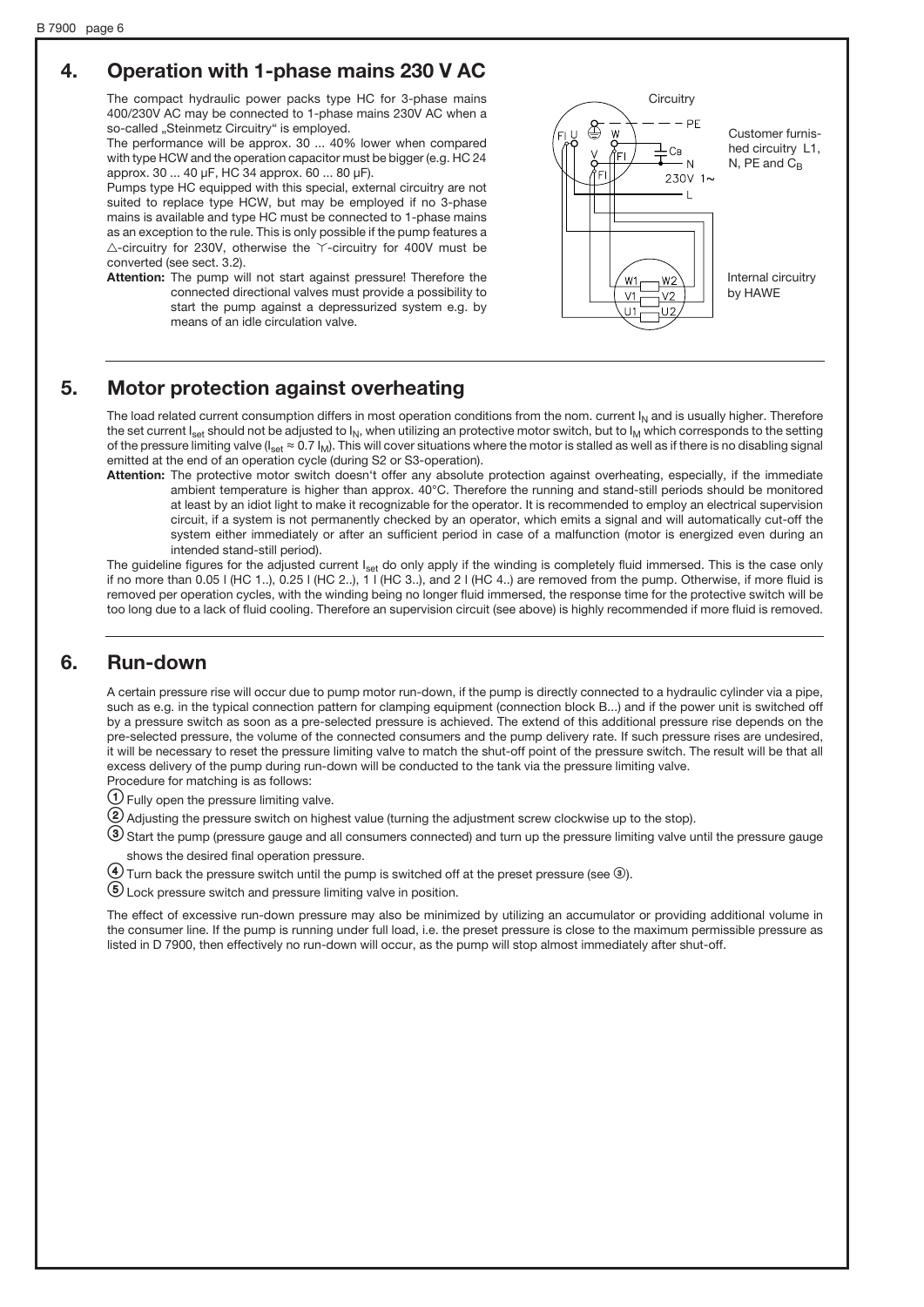## 4. Operation with 1-phase mains 230 V AC

The compact hydraulic power packs type HC for 3-phase mains 400/230V AC may be connected to 1-phase mains 230V AC when a so-called „Steinmetz Circuitry" is employed.

The performance will be approx. 30 ... 40% lower when compared with type HCW and the operation capacitor must be bigger (e.g. HC 24 approx. 30 ... 40 µF, HC 34 approx. 60 ... 80 µF).

Pumps type HC equipped with this special, external circuitry are not suited to replace type HCW, but may be employed if no 3-phase mains is available and type HC must be connected to 1-phase mains as an exception to the rule. This is only possible if the pump features a △-circuitry for 230V, otherwise the Y-circuitry for 400V must be converted (see sect. 3.2).

**Attention:** The pump will not start against pressure! Therefore the connected directional valves must provide a possibility to start the pump against a depressurized system e.g. by means of an idle circulation valve.

Circuitry

Customer furnished circuitry L1, N, PE and $C_B$

Internal circuitry by HAWE

## 5. Motor protection against overheating

The load related current consumption differs in most operation conditions from the nom. current $I_N$ and is usually higher. Therefore the set current $I_{set}$ should not be adjusted to $I_N$, when utilizing an protective motor switch, but to $I_M$ which corresponds to the setting of the pressure limiting valve ($I_{set} \approx 0.7\ I_M$). This will cover situations where the motor is stalled as well as if there is no disabling signal emitted at the end of an operation cycle (during S2 or S3-operation).

**Attention:** The protective motor switch doesn't offer any absolute protection against overheating, especially, if the immediate ambient temperature is higher than approx. 40°C. Therefore the running and stand-still periods should be monitored at least by an idiot light to make it recognizable for the operator. It is recommended to employ an electrical supervision circuit, if a system is not permanently checked by an operator, which emits a signal and will automatically cut-off the system either immediately or after an sufficient period in case of a malfunction (motor is energized even during an intended stand-still period).

The guideline figures for the adjusted current $I_{set}$ do only apply if the winding is completely fluid immersed. This is the case only if no more than 0.05 l (HC 1..), 0.25 l (HC 2..), 1 l (HC 3..), and 2 l (HC 4..) are removed from the pump. Otherwise, if more fluid is removed per operation cycles, with the winding being no longer fluid immersed, the response time for the protective switch will be too long due to a lack of fluid cooling. Therefore an supervision circuit (see above) is highly recommended if more fluid is removed.

## 6. Run-down

A certain pressure rise will occur due to pump motor run-down, if the pump is directly connected to a hydraulic cylinder via a pipe, such as e.g. in the typical connection pattern for clamping equipment (connection block B...) and if the power unit is switched off by a pressure switch as soon as a pre-selected pressure is achieved. The extend of this additional pressure rise depends on the pre-selected pressure, the volume of the connected consumers and the pump delivery rate. If such pressure rises are undesired, it will be necessary to reset the pressure limiting valve to match the shut-off point of the pressure switch. The result will be that all excess delivery of the pump during run-down will be conducted to the tank via the pressure limiting valve.

Procedure for matching is as follows:

1. Fully open the pressure limiting valve.
2. Adjusting the pressure switch on highest value (turning the adjustment screw clockwise up to the stop).
3. Start the pump (pressure gauge and all consumers connected) and turn up the pressure limiting valve until the pressure gauge shows the desired final operation pressure.
4. Turn back the pressure switch until the pump is switched off at the preset pressure (see ③).
5. Lock pressure switch and pressure limiting valve in position.

The effect of excessive run-down pressure may also be minimized by utilizing an accumulator or providing additional volume in the consumer line. If the pump is running under full load, i.e. the preset pressure is close to the maximum permissible pressure as listed in D 7900, then effectively no run-down will occur, as the pump will stop almost immediately after shut-off.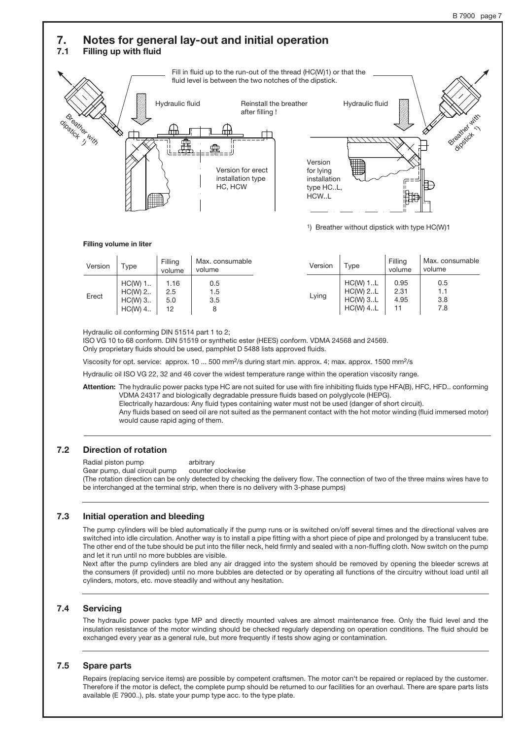# 7. Notes for general lay-out and initial operation

## 7.1 Filling up with fluid

Fill in fluid up to the run-out of the thread (HC(W)1) or that the fluid level is between the two notches of the dipstick.

Breather with dipstick [1]

Hydraulic fluid

Reinstall the breather after filling !

Hydraulic fluid

Breather with dipstick [1]

Version for erect installation type HC, HCW

Version for lying installation type HC..L, HCW..L

[1]) Breather without dipstick with type HC(W)1

**Filling volume in liter**

| Version | Type | Filling volume | Max. consumable volume |
|---|---|---|---|
| Erect | HC(W) 1.. | 1.16 | 0.5 |
| | HC(W) 2.. | 2.5 | 1.5 |
| | HC(W) 3.. | 5.0 | 3.5 |
| | HC(W) 4.. | 12 | 8 |

| Version | Type | Filling volume | Max. consumable volume |
|---|---|---|---|
| Lying | HC(W) 1..L | 0.95 | 0.5 |
| | HC(W) 2..L | 2.31 | 1.1 |
| | HC(W) 3..L | 4.95 | 3.8 |
| | HC(W) 4..L | 11 | 7.8 |

Hydraulic oil conforming DIN 51514 part 1 to 2;
ISO VG 10 to 68 conform. DIN 51519 or synthetic ester (HEES) conform. VDMA 24568 and 24569.
Only proprietary fluids should be used, pamphlet D 5488 lists approved fluids.

Viscosity for opt. service: approx. 10 ... 500 $mm^2/s$ during start min. approx. 4; max. approx. 1500 $mm^2/s$

Hydraulic oil ISO VG 22, 32 and 46 cover the widest temperature range within the operation viscosity range.

**Attention:** The hydraulic power packs type HC are not suited for use with fire inhibiting fluids type HFA(B), HFC, HFD.. conforming VDMA 24317 and biologically degradable pressure fluids based on polyglycole (HEPG).
Electrically hazardous: Any fluid types containing water must not be used (danger of short circuit).
Any fluids based on seed oil are not suited as the permanent contact with the hot motor winding (fluid immersed motor) would cause rapid aging of them.

## 7.2 Direction of rotation

Radial piston pump — arbitrary
Gear pump, dual circuit pump — counter clockwise
(The rotation direction can be only detected by checking the delivery flow. The connection of two of the three mains wires have to be interchanged at the terminal strip, when there is no delivery with 3-phase pumps)

## 7.3 Initial operation and bleeding

The pump cylinders will be bled automatically if the pump runs or is switched on/off several times and the directional valves are switched into idle circulation. Another way is to install a pipe fitting with a short piece of pipe and prolonged by a translucent tube. The other end of the tube should be put into the filler neck, held firmly and sealed with a non-fluffing cloth. Now switch on the pump and let it run until no more bubbles are visible.
Next after the pump cylinders are bled any air dragged into the system should be removed by opening the bleeder screws at the consumers (if provided) until no more bubbles are detected or by operating all functions of the circuitry without load until all cylinders, motors, etc. move steadily and without any hesitation.

## 7.4 Servicing

The hydraulic power packs type MP and directly mounted valves are almost maintenance free. Only the fluid level and the insulation resistance of the motor winding should be checked regularly depending on operation conditions. The fluid should be exchanged every year as a general rule, but more frequently if tests show aging or contamination.

## 7.5 Spare parts

Repairs (replacing service items) are possible by competent craftsmen. The motor can't be repaired or replaced by the customer. Therefore if the motor is defect, the complete pump should be returned to our facilities for an overhaul. There are spare parts lists available (E 7900..), pls. state your pump type acc. to the type plate.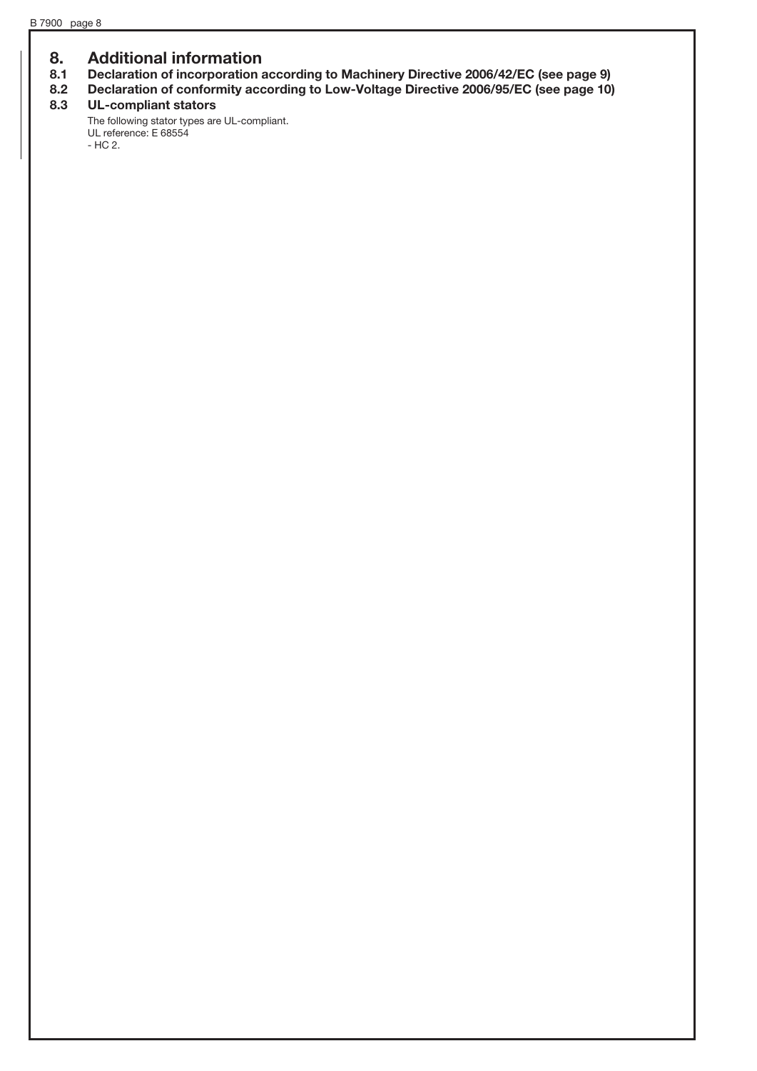# 8. Additional information

## 8.1 Declaration of incorporation according to Machinery Directive 2006/42/EC (see page 9)

## 8.2 Declaration of conformity according to Low-Voltage Directive 2006/95/EC (see page 10)

## 8.3 UL-compliant stators

The following stator types are UL-compliant.
UL reference: E 68554
- HC 2.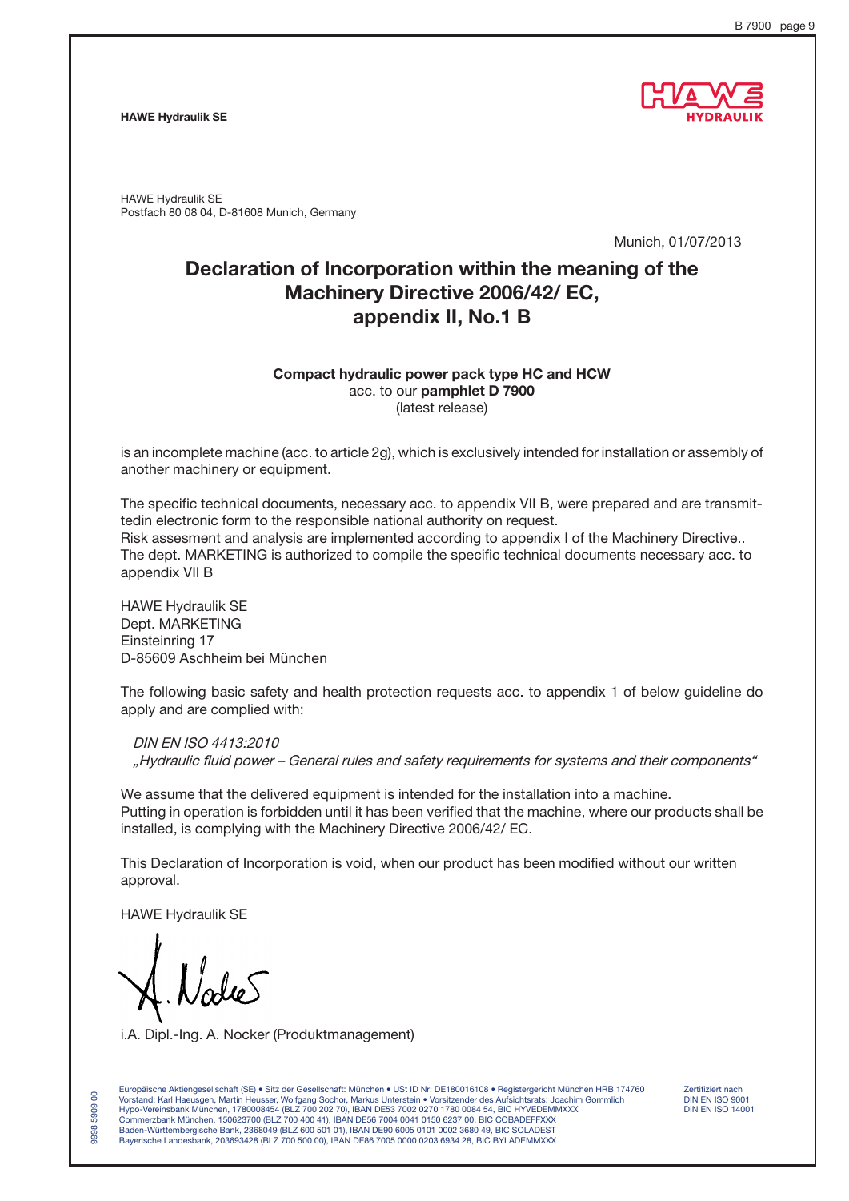**HAWE Hydraulik SE**

HAWE Hydraulik SE
Postfach 80 08 04, D-81608 Munich, Germany

Munich, 01/07/2013

# Declaration of Incorporation within the meaning of the Machinery Directive 2006/42/ EC, appendix II, No.1 B

**Compact hydraulic power pack type HC and HCW**
acc. to our **pamphlet D 7900**
(latest release)

is an incomplete machine (acc. to article 2g), which is exclusively intended for installation or assembly of another machinery or equipment.

The specific technical documents, necessary acc. to appendix VII B, were prepared and are transmittedin electronic form to the responsible national authority on request.
Risk assesment and analysis are implemented according to appendix I of the Machinery Directive..
The dept. MARKETING is authorized to compile the specific technical documents necessary acc. to appendix VII B

HAWE Hydraulik SE
Dept. MARKETING
Einsteinring 17
D-85609 Aschheim bei München

The following basic safety and health protection requests acc. to appendix 1 of below guideline do apply and are complied with:

*DIN EN ISO 4413:2010*
*„Hydraulic fluid power – General rules and safety requirements for systems and their components“*

We assume that the delivered equipment is intended for the installation into a machine.
Putting in operation is forbidden until it has been verified that the machine, where our products shall be installed, is complying with the Machinery Directive 2006/42/ EC.

This Declaration of Incorporation is void, when our product has been modified without our written approval.

HAWE Hydraulik SE

i.A. Dipl.-Ing. A. Nocker (Produktmanagement)

Europäische Aktiengesellschaft (SE) • Sitz der Gesellschaft: München • USt ID Nr: DE180016108 • Registergericht München HRB 174760
Vorstand: Karl Haeusgen, Martin Heusser, Wolfgang Sochor, Markus Unterstein • Vorsitzender des Aufsichtsrats: Joachim Gommlich
Hypo-Vereinsbank München, 1780008454 (BLZ 700 202 70), IBAN DE53 7002 0270 1780 0084 54, BIC HYVEDEMMXXX
Commerzbank München, 150623700 (BLZ 700 400 41), IBAN DE56 7004 0041 0150 6237 00, BIC COBADEFFXXX
Baden-Württembergische Bank, 2368049 (BLZ 600 501 01), IBAN DE90 6005 0101 0002 3680 49, BIC SOLADEST
Bayerische Landesbank, 203693428 (BLZ 700 500 00), IBAN DE86 7005 0000 0203 6934 28, BIC BYLADEMMXXX

Zertifiziert nach
DIN EN ISO 9001
DIN EN ISO 14001

9998 5909 00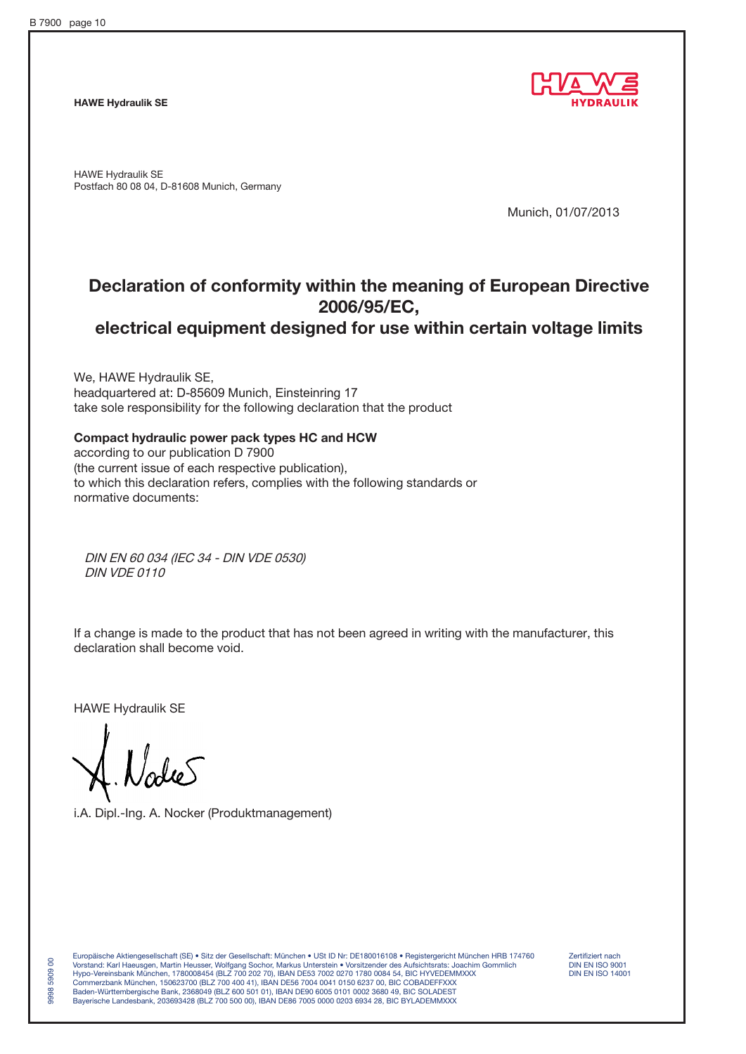**HAWE Hydraulik SE**

HAWE Hydraulik SE
Postfach 80 08 04, D-81608 Munich, Germany

Munich, 01/07/2013

# Declaration of conformity within the meaning of European Directive 2006/95/EC, electrical equipment designed for use within certain voltage limits

We, HAWE Hydraulik SE,
headquartered at: D-85609 Munich, Einsteinring 17
take sole responsibility for the following declaration that the product

**Compact hydraulic power pack types HC and HCW**
according to our publication D 7900
(the current issue of each respective publication),
to which this declaration refers, complies with the following standards or normative documents:

*DIN EN 60 034 (IEC 34 - DIN VDE 0530)*
*DIN VDE 0110*

If a change is made to the product that has not been agreed in writing with the manufacturer, this declaration shall become void.

HAWE Hydraulik SE

i.A. Dipl.-Ing. A. Nocker (Produktmanagement)

Europäische Aktiengesellschaft (SE) • Sitz der Gesellschaft: München • USt ID Nr: DE180016108 • Registergericht München HRB 174760
Vorstand: Karl Haeusgen, Martin Heusser, Wolfgang Sochor, Markus Unterstein • Vorsitzender des Aufsichtsrats: Joachim Gommlich
Hypo-Vereinsbank München, 1780008454 (BLZ 700 202 70), IBAN DE53 7002 0270 1780 0084 54, BIC HYVEDEMMXXX
Commerzbank München, 150623700 (BLZ 700 400 41), IBAN DE56 7004 0041 0150 6237 00, BIC COBADEFFXXX
Baden-Württembergische Bank, 2368049 (BLZ 600 501 01), IBAN DE90 6005 0101 0002 3680 49, BIC SOLADEST
Bayerische Landesbank, 203693428 (BLZ 700 500 00), IBAN DE86 7005 0000 0203 6934 28, BIC BYLADEMMXXX

Zertifiziert nach
DIN EN ISO 9001
DIN EN ISO 14001

9998 5909 00